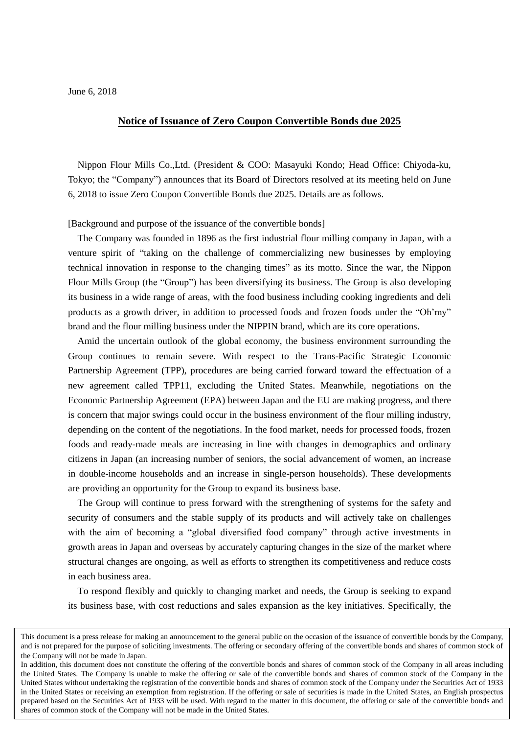June 6, 2018

## Notice of Issuance of Zero Coupon Convertible Bonds due 2025

Nippon Flour Mills Co.,Ltd. (President & COO: Masayuki Kondo; Head Office: Chiyoda-ku, Tokyo; the "Company") announces that its Board of Directors resolved at its meeting held on June 6, 2018 to issue Zero Coupon Convertible Bonds due 2025. Details are as follows.

[Background and purpose of the issuance of the convertible bonds]

The Company was founded in 1896 as the first industrial flour milling company in Japan, with a venture spirit of "taking on the challenge of commercializing new businesses by employing technical innovation in response to the changing times" as its motto. Since the war, the Nippon Flour Mills Group (the "Group") has been diversifying its business. The Group is also developing its business in a wide range of areas, with the food business including cooking ingredients and deli products as a growth driver, in addition to processed foods and frozen foods under the "Oh'my" brand and the flour milling business under the NIPPIN brand, which are its core operations.

Amid the uncertain outlook of the global economy, the business environment surrounding the Group continues to remain severe. With respect to the Trans-Pacific Strategic Economic Partnership Agreement (TPP), procedures are being carried forward toward the effectuation of a new agreement called TPP11, excluding the United States. Meanwhile, negotiations on the Economic Partnership Agreement (EPA) between Japan and the EU are making progress, and there is concern that major swings could occur in the business environment of the flour milling industry, depending on the content of the negotiations. In the food market, needs for processed foods, frozen foods and ready-made meals are increasing in line with changes in demographics and ordinary citizens in Japan (an increasing number of seniors, the social advancement of women, an increase in double-income households and an increase in single-person households). These developments are providing an opportunity for the Group to expand its business base.

The Group will continue to press forward with the strengthening of systems for the safety and security of consumers and the stable supply of its products and will actively take on challenges with the aim of becoming a "global diversified food company" through active investments in growth areas in Japan and overseas by accurately capturing changes in the size of the market where structural changes are ongoing, as well as efforts to strengthen its competitiveness and reduce costs in each business area.

To respond flexibly and quickly to changing market and needs, the Group is seeking to expand its business base, with cost reductions and sales expansion as the key initiatives. Specifically, the

This document is a press release for making an announcement to the general public on the occasion of the issuance of convertible bonds by the Company, and is not prepared for the purpose of soliciting investments. The offering or secondary offering of the convertible bonds and shares of common stock of the Company will not be made in Japan.
In addition, this document does not constitute the offering of the convertible bonds and shares of common stock of the Company in all areas including the United States. The Company is unable to make the offering or sale of the convertible bonds and shares of common stock of the Company in the United States without undertaking the registration of the convertible bonds and shares of common stock of the Company under the Securities Act of 1933 in the United States or receiving an exemption from registration. If the offering or sale of securities is made in the United States, an English prospectus prepared based on the Securities Act of 1933 will be used. With regard to the matter in this document, the offering or sale of the convertible bonds and shares of common stock of the Company will not be made in the United States.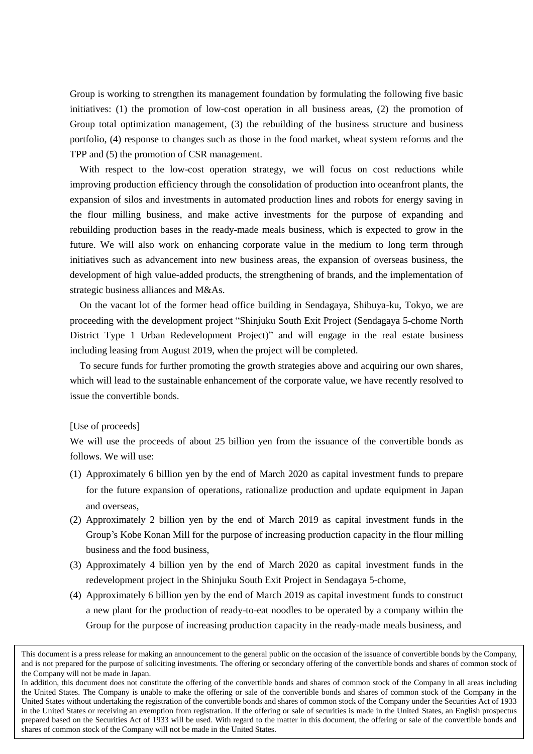Group is working to strengthen its management foundation by formulating the following five basic initiatives: (1) the promotion of low-cost operation in all business areas, (2) the promotion of Group total optimization management, (3) the rebuilding of the business structure and business portfolio, (4) response to changes such as those in the food market, wheat system reforms and the TPP and (5) the promotion of CSR management.

With respect to the low-cost operation strategy, we will focus on cost reductions while improving production efficiency through the consolidation of production into oceanfront plants, the expansion of silos and investments in automated production lines and robots for energy saving in the flour milling business, and make active investments for the purpose of expanding and rebuilding production bases in the ready-made meals business, which is expected to grow in the future. We will also work on enhancing corporate value in the medium to long term through initiatives such as advancement into new business areas, the expansion of overseas business, the development of high value-added products, the strengthening of brands, and the implementation of strategic business alliances and M&As.

On the vacant lot of the former head office building in Sendagaya, Shibuya-ku, Tokyo, we are proceeding with the development project "Shinjuku South Exit Project (Sendagaya 5-chome North District Type 1 Urban Redevelopment Project)" and will engage in the real estate business including leasing from August 2019, when the project will be completed.

To secure funds for further promoting the growth strategies above and acquiring our own shares, which will lead to the sustainable enhancement of the corporate value, we have recently resolved to issue the convertible bonds.

[Use of proceeds]

We will use the proceeds of about 25 billion yen from the issuance of the convertible bonds as follows. We will use:

(1) Approximately 6 billion yen by the end of March 2020 as capital investment funds to prepare for the future expansion of operations, rationalize production and update equipment in Japan and overseas,
(2) Approximately 2 billion yen by the end of March 2019 as capital investment funds in the Group's Kobe Konan Mill for the purpose of increasing production capacity in the flour milling business and the food business,
(3) Approximately 4 billion yen by the end of March 2020 as capital investment funds in the redevelopment project in the Shinjuku South Exit Project in Sendagaya 5-chome,
(4) Approximately 6 billion yen by the end of March 2019 as capital investment funds to construct a new plant for the production of ready-to-eat noodles to be operated by a company within the Group for the purpose of increasing production capacity in the ready-made meals business, and

This document is a press release for making an announcement to the general public on the occasion of the issuance of convertible bonds by the Company, and is not prepared for the purpose of soliciting investments. The offering or secondary offering of the convertible bonds and shares of common stock of the Company will not be made in Japan.
In addition, this document does not constitute the offering of the convertible bonds and shares of common stock of the Company in all areas including the United States. The Company is unable to make the offering or sale of the convertible bonds and shares of common stock of the Company in the United States without undertaking the registration of the convertible bonds and shares of common stock of the Company under the Securities Act of 1933 in the United States or receiving an exemption from registration. If the offering or sale of securities is made in the United States, an English prospectus prepared based on the Securities Act of 1933 will be used. With regard to the matter in this document, the offering or sale of the convertible bonds and shares of common stock of the Company will not be made in the United States.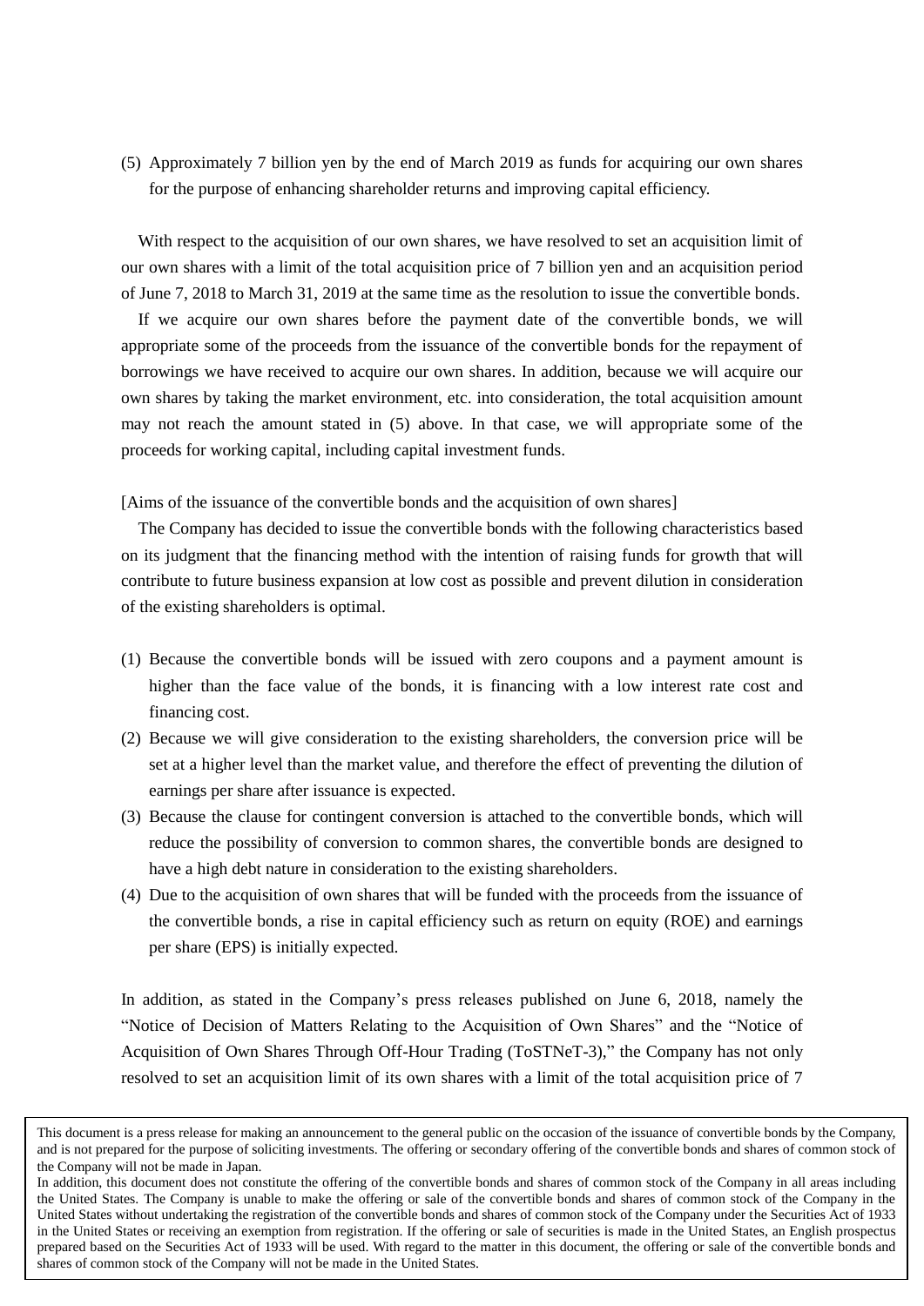(5) Approximately 7 billion yen by the end of March 2019 as funds for acquiring our own shares for the purpose of enhancing shareholder returns and improving capital efficiency.

With respect to the acquisition of our own shares, we have resolved to set an acquisition limit of our own shares with a limit of the total acquisition price of 7 billion yen and an acquisition period of June 7, 2018 to March 31, 2019 at the same time as the resolution to issue the convertible bonds.

If we acquire our own shares before the payment date of the convertible bonds, we will appropriate some of the proceeds from the issuance of the convertible bonds for the repayment of borrowings we have received to acquire our own shares. In addition, because we will acquire our own shares by taking the market environment, etc. into consideration, the total acquisition amount may not reach the amount stated in (5) above. In that case, we will appropriate some of the proceeds for working capital, including capital investment funds.

[Aims of the issuance of the convertible bonds and the acquisition of own shares]

The Company has decided to issue the convertible bonds with the following characteristics based on its judgment that the financing method with the intention of raising funds for growth that will contribute to future business expansion at low cost as possible and prevent dilution in consideration of the existing shareholders is optimal.

(1) Because the convertible bonds will be issued with zero coupons and a payment amount is higher than the face value of the bonds, it is financing with a low interest rate cost and financing cost.
(2) Because we will give consideration to the existing shareholders, the conversion price will be set at a higher level than the market value, and therefore the effect of preventing the dilution of earnings per share after issuance is expected.
(3) Because the clause for contingent conversion is attached to the convertible bonds, which will reduce the possibility of conversion to common shares, the convertible bonds are designed to have a high debt nature in consideration to the existing shareholders.
(4) Due to the acquisition of own shares that will be funded with the proceeds from the issuance of the convertible bonds, a rise in capital efficiency such as return on equity (ROE) and earnings per share (EPS) is initially expected.

In addition, as stated in the Company's press releases published on June 6, 2018, namely the "Notice of Decision of Matters Relating to the Acquisition of Own Shares" and the "Notice of Acquisition of Own Shares Through Off-Hour Trading (ToSTNeT-3)," the Company has not only resolved to set an acquisition limit of its own shares with a limit of the total acquisition price of 7

This document is a press release for making an announcement to the general public on the occasion of the issuance of convertible bonds by the Company, and is not prepared for the purpose of soliciting investments. The offering or secondary offering of the convertible bonds and shares of common stock of the Company will not be made in Japan.
In addition, this document does not constitute the offering of the convertible bonds and shares of common stock of the Company in all areas including the United States. The Company is unable to make the offering or sale of the convertible bonds and shares of common stock of the Company in the United States without undertaking the registration of the convertible bonds and shares of common stock of the Company under the Securities Act of 1933 in the United States or receiving an exemption from registration. If the offering or sale of securities is made in the United States, an English prospectus prepared based on the Securities Act of 1933 will be used. With regard to the matter in this document, the offering or sale of the convertible bonds and shares of common stock of the Company will not be made in the United States.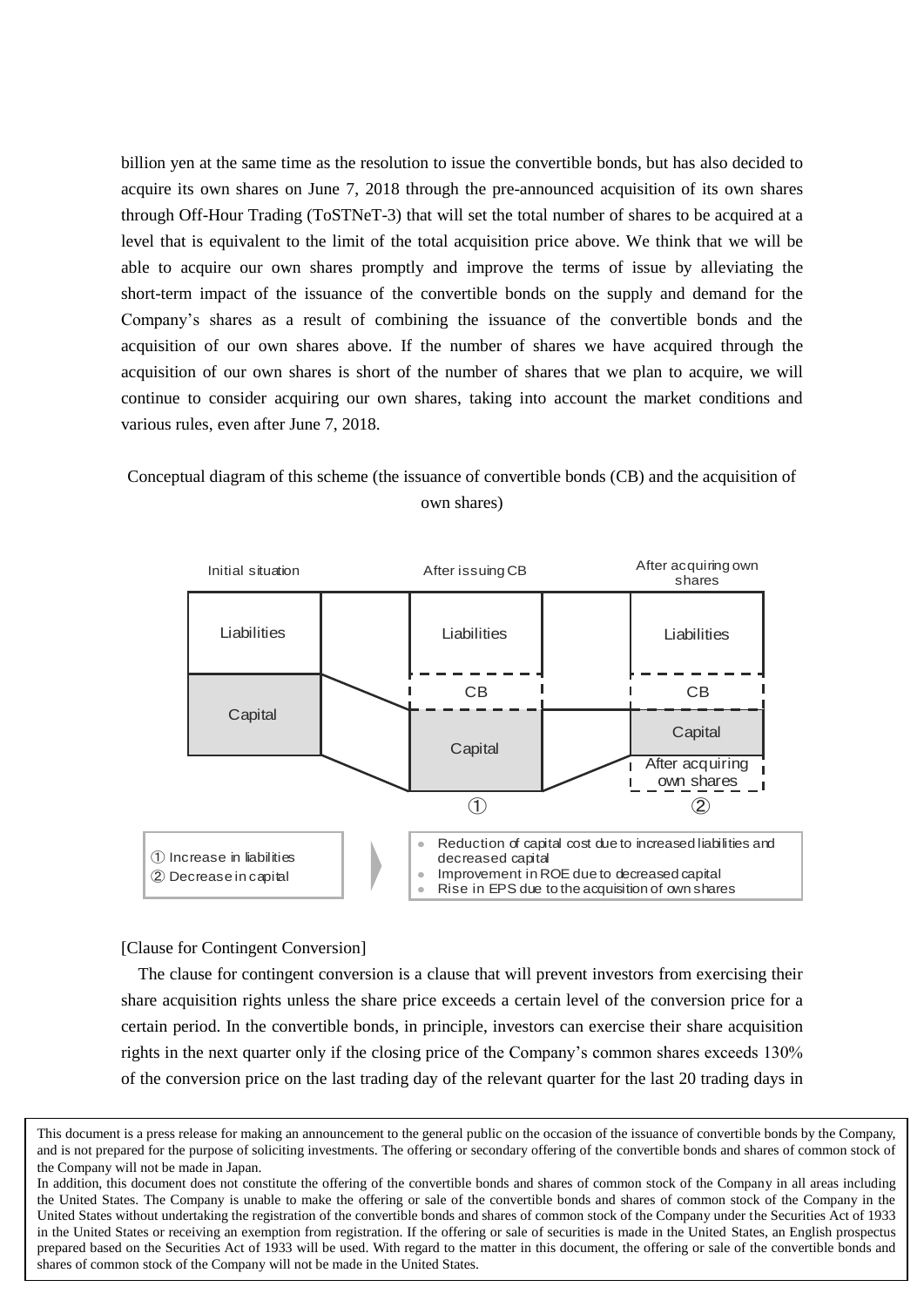billion yen at the same time as the resolution to issue the convertible bonds, but has also decided to acquire its own shares on June 7, 2018 through the pre-announced acquisition of its own shares through Off-Hour Trading (ToSTNeT-3) that will set the total number of shares to be acquired at a level that is equivalent to the limit of the total acquisition price above. We think that we will be able to acquire our own shares promptly and improve the terms of issue by alleviating the short-term impact of the issuance of the convertible bonds on the supply and demand for the Company's shares as a result of combining the issuance of the convertible bonds and the acquisition of our own shares above. If the number of shares we have acquired through the acquisition of our own shares is short of the number of shares that we plan to acquire, we will continue to consider acquiring our own shares, taking into account the market conditions and various rules, even after June 7, 2018.

Conceptual diagram of this scheme (the issuance of convertible bonds (CB) and the acquisition of own shares)

| Initial situation | After issuing CB | After acquiring own shares |
|---|---|---|
| Liabilities | Liabilities | Liabilities |
| Capital | CB | CB |
| | Capital | Capital |
| | | After acquiring own shares |
| | ① | ② |

① Increase in liabilities
② Decrease in capital

- Reduction of capital cost due to increased liabilities and decreased capital
- Improvement in ROE due to decreased capital
- Rise in EPS due to the acquisition of own shares

[Clause for Contingent Conversion]

The clause for contingent conversion is a clause that will prevent investors from exercising their share acquisition rights unless the share price exceeds a certain level of the conversion price for a certain period. In the convertible bonds, in principle, investors can exercise their share acquisition rights in the next quarter only if the closing price of the Company's common shares exceeds 130% of the conversion price on the last trading day of the relevant quarter for the last 20 trading days in

This document is a press release for making an announcement to the general public on the occasion of the issuance of convertible bonds by the Company, and is not prepared for the purpose of soliciting investments. The offering or secondary offering of the convertible bonds and shares of common stock of the Company will not be made in Japan.
In addition, this document does not constitute the offering of the convertible bonds and shares of common stock of the Company in all areas including the United States. The Company is unable to make the offering or sale of the convertible bonds and shares of common stock of the Company in the United States without undertaking the registration of the convertible bonds and shares of common stock of the Company under the Securities Act of 1933 in the United States or receiving an exemption from registration. If the offering or sale of securities is made in the United States, an English prospectus prepared based on the Securities Act of 1933 will be used. With regard to the matter in this document, the offering or sale of the convertible bonds and shares of common stock of the Company will not be made in the United States.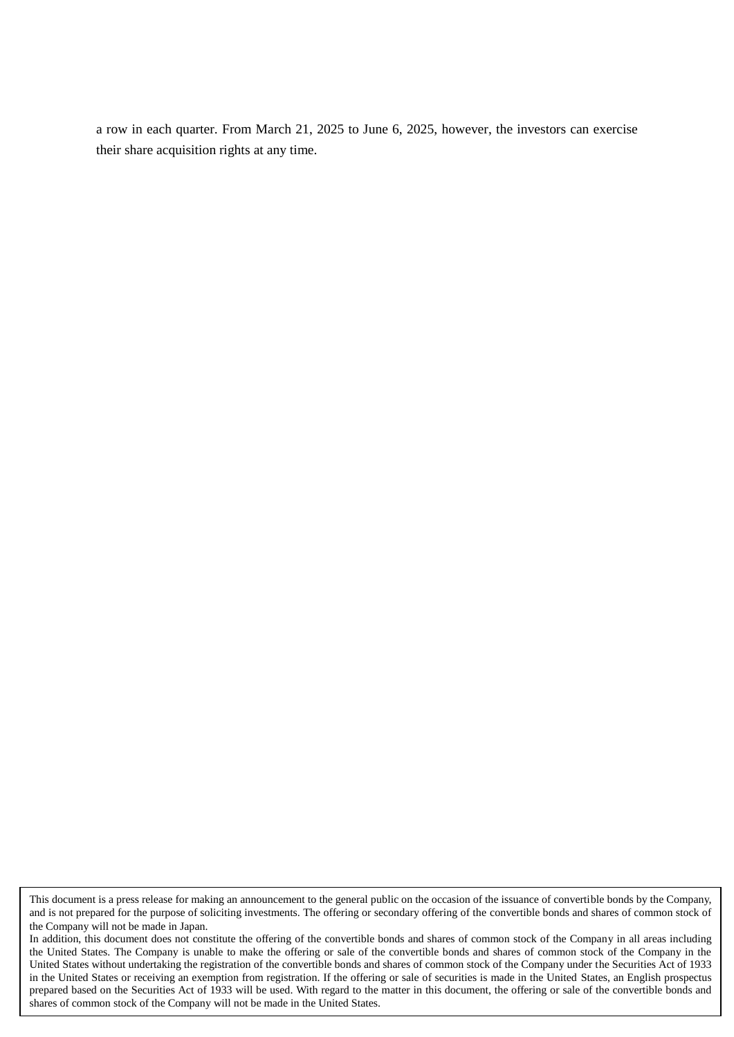a row in each quarter. From March 21, 2025 to June 6, 2025, however, the investors can exercise their share acquisition rights at any time.

This document is a press release for making an announcement to the general public on the occasion of the issuance of convertible bonds by the Company, and is not prepared for the purpose of soliciting investments. The offering or secondary offering of the convertible bonds and shares of common stock of the Company will not be made in Japan.
In addition, this document does not constitute the offering of the convertible bonds and shares of common stock of the Company in all areas including the United States. The Company is unable to make the offering or sale of the convertible bonds and shares of common stock of the Company in the United States without undertaking the registration of the convertible bonds and shares of common stock of the Company under the Securities Act of 1933 in the United States or receiving an exemption from registration. If the offering or sale of securities is made in the United States, an English prospectus prepared based on the Securities Act of 1933 will be used. With regard to the matter in this document, the offering or sale of the convertible bonds and shares of common stock of the Company will not be made in the United States.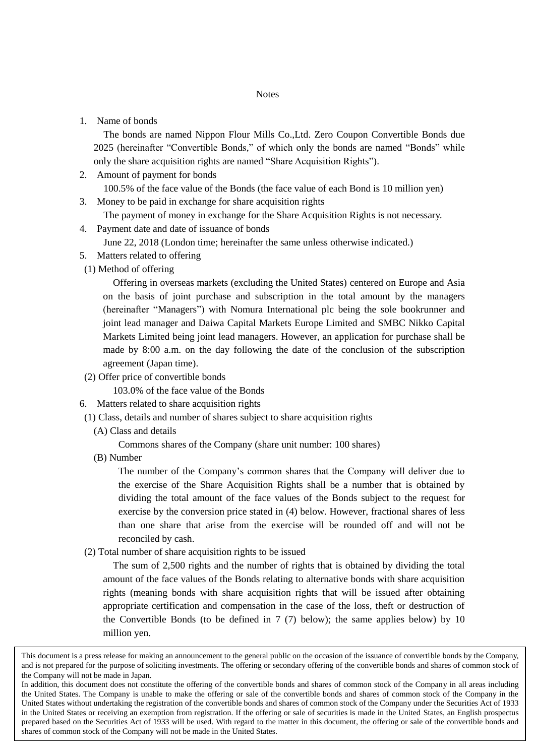Notes

1. Name of bonds

   The bonds are named Nippon Flour Mills Co.,Ltd. Zero Coupon Convertible Bonds due 2025 (hereinafter "Convertible Bonds," of which only the bonds are named "Bonds" while only the share acquisition rights are named "Share Acquisition Rights").

2. Amount of payment for bonds

   100.5% of the face value of the Bonds (the face value of each Bond is 10 million yen)

3. Money to be paid in exchange for share acquisition rights

   The payment of money in exchange for the Share Acquisition Rights is not necessary.

4. Payment date and date of issuance of bonds

   June 22, 2018 (London time; hereinafter the same unless otherwise indicated.)

5. Matters related to offering

(1) Method of offering

Offering in overseas markets (excluding the United States) centered on Europe and Asia on the basis of joint purchase and subscription in the total amount by the managers (hereinafter "Managers") with Nomura International plc being the sole bookrunner and joint lead manager and Daiwa Capital Markets Europe Limited and SMBC Nikko Capital Markets Limited being joint lead managers. However, an application for purchase shall be made by 8:00 a.m. on the day following the date of the conclusion of the subscription agreement (Japan time).

(2) Offer price of convertible bonds

103.0% of the face value of the Bonds

6. Matters related to share acquisition rights

(1) Class, details and number of shares subject to share acquisition rights

(A) Class and details

Commons shares of the Company (share unit number: 100 shares)

(B) Number

The number of the Company's common shares that the Company will deliver due to the exercise of the Share Acquisition Rights shall be a number that is obtained by dividing the total amount of the face values of the Bonds subject to the request for exercise by the conversion price stated in (4) below. However, fractional shares of less than one share that arise from the exercise will be rounded off and will not be reconciled by cash.

(2) Total number of share acquisition rights to be issued

The sum of 2,500 rights and the number of rights that is obtained by dividing the total amount of the face values of the Bonds relating to alternative bonds with share acquisition rights (meaning bonds with share acquisition rights that will be issued after obtaining appropriate certification and compensation in the case of the loss, theft or destruction of the Convertible Bonds (to be defined in 7 (7) below); the same applies below) by 10 million yen.

---

This document is a press release for making an announcement to the general public on the occasion of the issuance of convertible bonds by the Company, and is not prepared for the purpose of soliciting investments. The offering or secondary offering of the convertible bonds and shares of common stock of the Company will not be made in Japan.

In addition, this document does not constitute the offering of the convertible bonds and shares of common stock of the Company in all areas including the United States. The Company is unable to make the offering or sale of the convertible bonds and shares of common stock of the Company in the United States without undertaking the registration of the convertible bonds and shares of common stock of the Company under the Securities Act of 1933 in the United States or receiving an exemption from registration. If the offering or sale of securities is made in the United States, an English prospectus prepared based on the Securities Act of 1933 will be used. With regard to the matter in this document, the offering or sale of the convertible bonds and shares of common stock of the Company will not be made in the United States.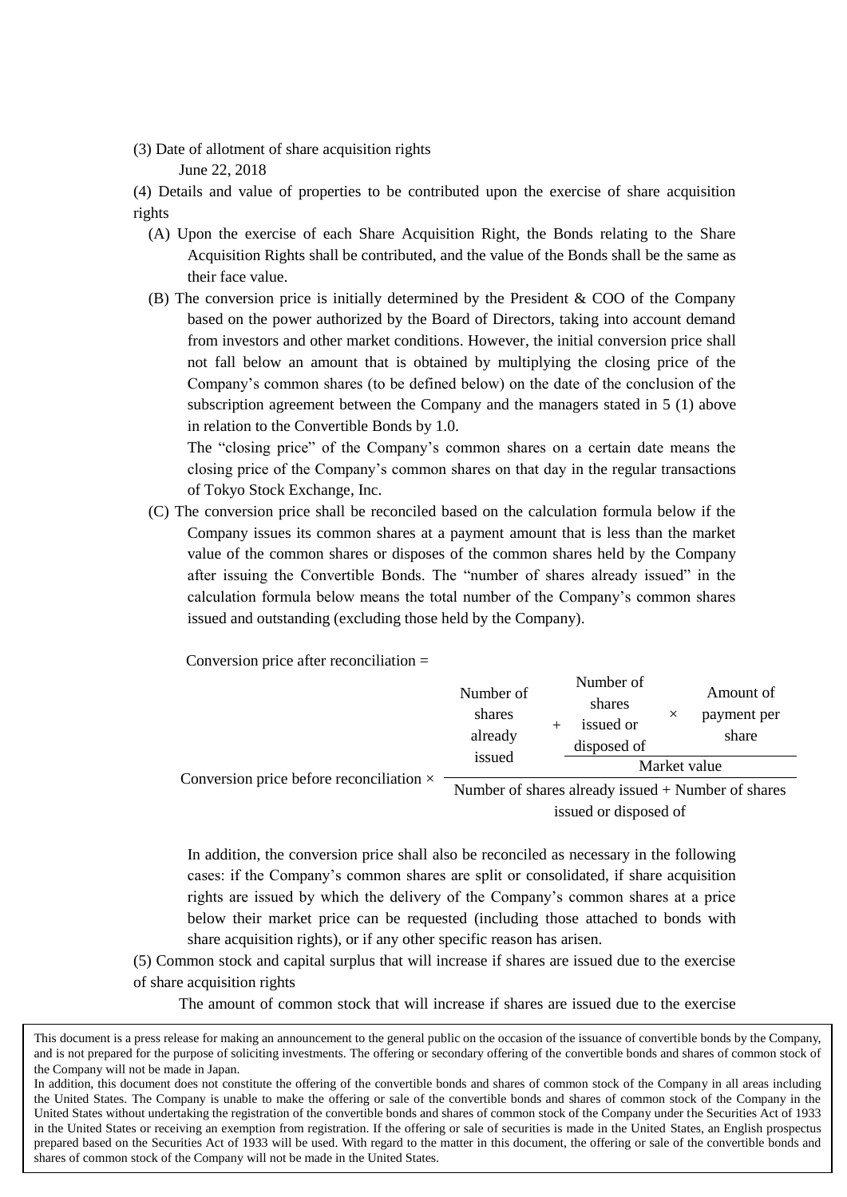(3) Date of allotment of share acquisition rights

June 22, 2018

(4) Details and value of properties to be contributed upon the exercise of share acquisition rights

(A) Upon the exercise of each Share Acquisition Right, the Bonds relating to the Share Acquisition Rights shall be contributed, and the value of the Bonds shall be the same as their face value.

(B) The conversion price is initially determined by the President & COO of the Company based on the power authorized by the Board of Directors, taking into account demand from investors and other market conditions. However, the initial conversion price shall not fall below an amount that is obtained by multiplying the closing price of the Company's common shares (to be defined below) on the date of the conclusion of the subscription agreement between the Company and the managers stated in 5 (1) above in relation to the Convertible Bonds by 1.0.

The "closing price" of the Company's common shares on a certain date means the closing price of the Company's common shares on that day in the regular transactions of Tokyo Stock Exchange, Inc.

(C) The conversion price shall be reconciled based on the calculation formula below if the Company issues its common shares at a payment amount that is less than the market value of the common shares or disposes of the common shares held by the Company after issuing the Convertible Bonds. The "number of shares already issued" in the calculation formula below means the total number of the Company's common shares issued and outstanding (excluding those held by the Company).

Conversion price after reconciliation =

$$\text{Conversion price before reconciliation} \times \frac{\text{Number of shares already issued} + \dfrac{\text{Number of shares issued or disposed of} \times \text{Amount of payment per share}}{\text{Market value}}}{\text{Number of shares already issued} + \text{Number of shares issued or disposed of}}$$

In addition, the conversion price shall also be reconciled as necessary in the following cases: if the Company's common shares are split or consolidated, if share acquisition rights are issued by which the delivery of the Company's common shares at a price below their market price can be requested (including those attached to bonds with share acquisition rights), or if any other specific reason has arisen.

(5) Common stock and capital surplus that will increase if shares are issued due to the exercise of share acquisition rights

The amount of common stock that will increase if shares are issued due to the exercise

This document is a press release for making an announcement to the general public on the occasion of the issuance of convertible bonds by the Company, and is not prepared for the purpose of soliciting investments. The offering or secondary offering of the convertible bonds and shares of common stock of the Company will not be made in Japan.
In addition, this document does not constitute the offering of the convertible bonds and shares of common stock of the Company in all areas including the United States. The Company is unable to make the offering or sale of the convertible bonds and shares of common stock of the Company in the United States without undertaking the registration of the convertible bonds and shares of common stock of the Company under the Securities Act of 1933 in the United States or receiving an exemption from registration. If the offering or sale of securities is made in the United States, an English prospectus prepared based on the Securities Act of 1933 will be used. With regard to the matter in this document, the offering or sale of the convertible bonds and shares of common stock of the Company will not be made in the United States.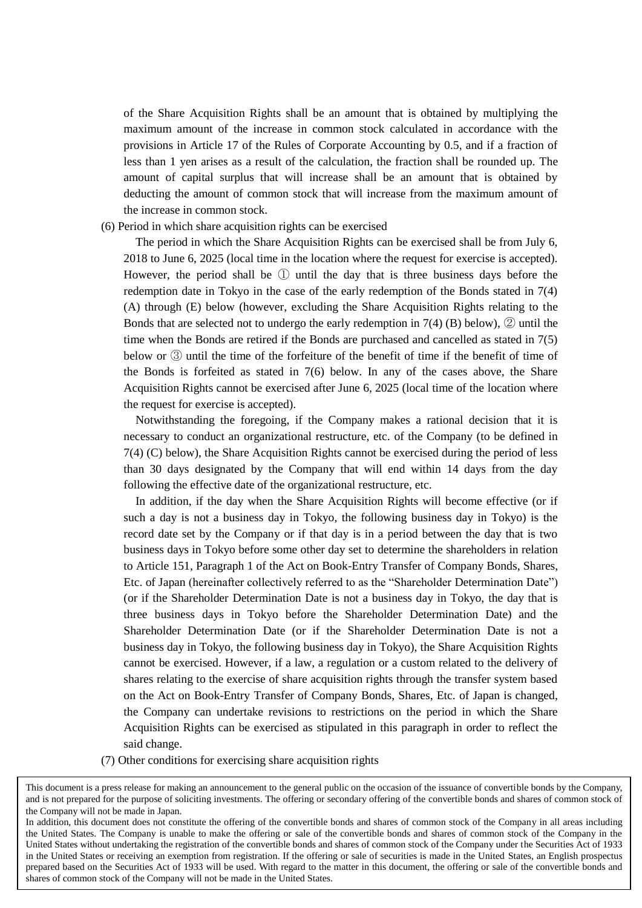of the Share Acquisition Rights shall be an amount that is obtained by multiplying the maximum amount of the increase in common stock calculated in accordance with the provisions in Article 17 of the Rules of Corporate Accounting by 0.5, and if a fraction of less than 1 yen arises as a result of the calculation, the fraction shall be rounded up. The amount of capital surplus that will increase shall be an amount that is obtained by deducting the amount of common stock that will increase from the maximum amount of the increase in common stock.

(6) Period in which share acquisition rights can be exercised

The period in which the Share Acquisition Rights can be exercised shall be from July 6, 2018 to June 6, 2025 (local time in the location where the request for exercise is accepted). However, the period shall be ① until the day that is three business days before the redemption date in Tokyo in the case of the early redemption of the Bonds stated in 7(4) (A) through (E) below (however, excluding the Share Acquisition Rights relating to the Bonds that are selected not to undergo the early redemption in 7(4) (B) below), ② until the time when the Bonds are retired if the Bonds are purchased and cancelled as stated in 7(5) below or ③ until the time of the forfeiture of the benefit of time if the benefit of time of the Bonds is forfeited as stated in 7(6) below. In any of the cases above, the Share Acquisition Rights cannot be exercised after June 6, 2025 (local time of the location where the request for exercise is accepted).

Notwithstanding the foregoing, if the Company makes a rational decision that it is necessary to conduct an organizational restructure, etc. of the Company (to be defined in 7(4) (C) below), the Share Acquisition Rights cannot be exercised during the period of less than 30 days designated by the Company that will end within 14 days from the day following the effective date of the organizational restructure, etc.

In addition, if the day when the Share Acquisition Rights will become effective (or if such a day is not a business day in Tokyo, the following business day in Tokyo) is the record date set by the Company or if that day is in a period between the day that is two business days in Tokyo before some other day set to determine the shareholders in relation to Article 151, Paragraph 1 of the Act on Book-Entry Transfer of Company Bonds, Shares, Etc. of Japan (hereinafter collectively referred to as the "Shareholder Determination Date") (or if the Shareholder Determination Date is not a business day in Tokyo, the day that is three business days in Tokyo before the Shareholder Determination Date) and the Shareholder Determination Date (or if the Shareholder Determination Date is not a business day in Tokyo, the following business day in Tokyo), the Share Acquisition Rights cannot be exercised. However, if a law, a regulation or a custom related to the delivery of shares relating to the exercise of share acquisition rights through the transfer system based on the Act on Book-Entry Transfer of Company Bonds, Shares, Etc. of Japan is changed, the Company can undertake revisions to restrictions on the period in which the Share Acquisition Rights can be exercised as stipulated in this paragraph in order to reflect the said change.

(7) Other conditions for exercising share acquisition rights

This document is a press release for making an announcement to the general public on the occasion of the issuance of convertible bonds by the Company, and is not prepared for the purpose of soliciting investments. The offering or secondary offering of the convertible bonds and shares of common stock of the Company will not be made in Japan.
In addition, this document does not constitute the offering of the convertible bonds and shares of common stock of the Company in all areas including the United States. The Company is unable to make the offering or sale of the convertible bonds and shares of common stock of the Company in the United States without undertaking the registration of the convertible bonds and shares of common stock of the Company under the Securities Act of 1933 in the United States or receiving an exemption from registration. If the offering or sale of securities is made in the United States, an English prospectus prepared based on the Securities Act of 1933 will be used. With regard to the matter in this document, the offering or sale of the convertible bonds and shares of common stock of the Company will not be made in the United States.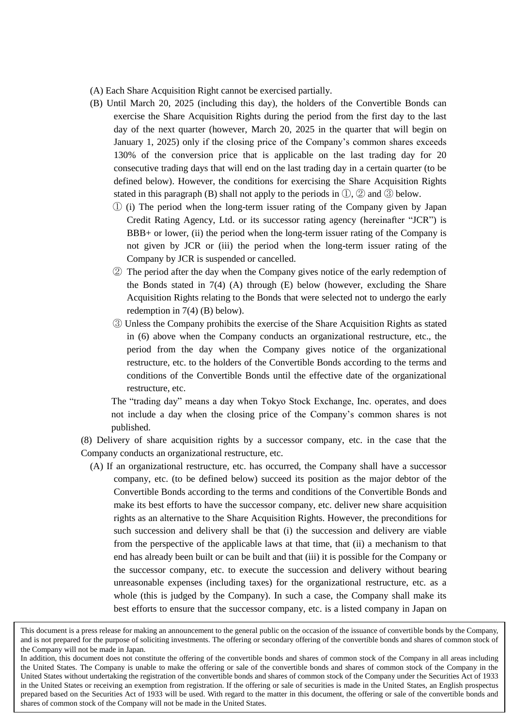(A) Each Share Acquisition Right cannot be exercised partially.

(B) Until March 20, 2025 (including this day), the holders of the Convertible Bonds can exercise the Share Acquisition Rights during the period from the first day to the last day of the next quarter (however, March 20, 2025 in the quarter that will begin on January 1, 2025) only if the closing price of the Company's common shares exceeds 130% of the conversion price that is applicable on the last trading day for 20 consecutive trading days that will end on the last trading day in a certain quarter (to be defined below). However, the conditions for exercising the Share Acquisition Rights stated in this paragraph (B) shall not apply to the periods in ①, ② and ③ below.

① (i) The period when the long-term issuer rating of the Company given by Japan Credit Rating Agency, Ltd. or its successor rating agency (hereinafter "JCR") is BBB+ or lower, (ii) the period when the long-term issuer rating of the Company is not given by JCR or (iii) the period when the long-term issuer rating of the Company by JCR is suspended or cancelled.

② The period after the day when the Company gives notice of the early redemption of the Bonds stated in 7(4) (A) through (E) below (however, excluding the Share Acquisition Rights relating to the Bonds that were selected not to undergo the early redemption in 7(4) (B) below).

③ Unless the Company prohibits the exercise of the Share Acquisition Rights as stated in (6) above when the Company conducts an organizational restructure, etc., the period from the day when the Company gives notice of the organizational restructure, etc. to the holders of the Convertible Bonds according to the terms and conditions of the Convertible Bonds until the effective date of the organizational restructure, etc.

The "trading day" means a day when Tokyo Stock Exchange, Inc. operates, and does not include a day when the closing price of the Company's common shares is not published.

(8) Delivery of share acquisition rights by a successor company, etc. in the case that the Company conducts an organizational restructure, etc.

(A) If an organizational restructure, etc. has occurred, the Company shall have a successor company, etc. (to be defined below) succeed its position as the major debtor of the Convertible Bonds according to the terms and conditions of the Convertible Bonds and make its best efforts to have the successor company, etc. deliver new share acquisition rights as an alternative to the Share Acquisition Rights. However, the preconditions for such succession and delivery shall be that (i) the succession and delivery are viable from the perspective of the applicable laws at that time, that (ii) a mechanism to that end has already been built or can be built and that (iii) it is possible for the Company or the successor company, etc. to execute the succession and delivery without bearing unreasonable expenses (including taxes) for the organizational restructure, etc. as a whole (this is judged by the Company). In such a case, the Company shall make its best efforts to ensure that the successor company, etc. is a listed company in Japan on

This document is a press release for making an announcement to the general public on the occasion of the issuance of convertible bonds by the Company, and is not prepared for the purpose of soliciting investments. The offering or secondary offering of the convertible bonds and shares of common stock of the Company will not be made in Japan.
In addition, this document does not constitute the offering of the convertible bonds and shares of common stock of the Company in all areas including the United States. The Company is unable to make the offering or sale of the convertible bonds and shares of common stock of the Company in the United States without undertaking the registration of the convertible bonds and shares of common stock of the Company under the Securities Act of 1933 in the United States or receiving an exemption from registration. If the offering or sale of securities is made in the United States, an English prospectus prepared based on the Securities Act of 1933 will be used. With regard to the matter in this document, the offering or sale of the convertible bonds and shares of common stock of the Company will not be made in the United States.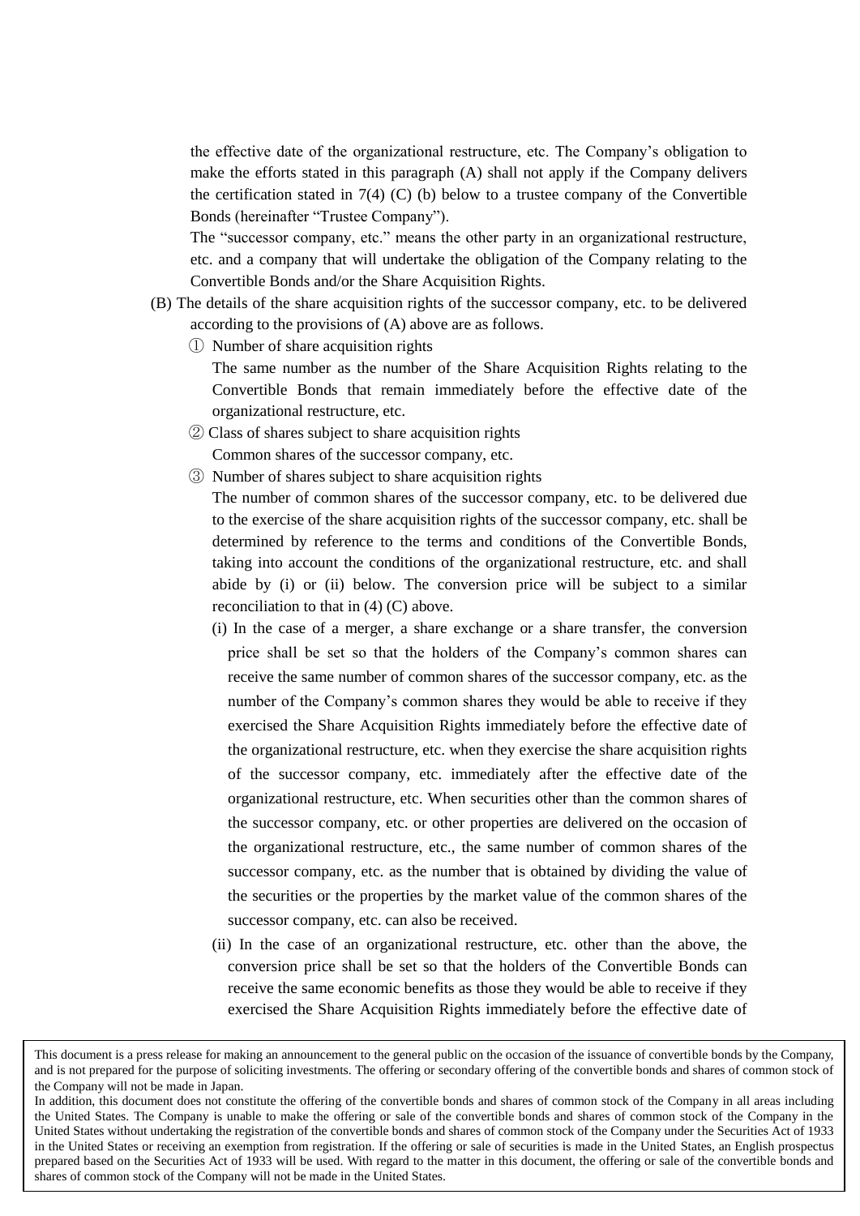the effective date of the organizational restructure, etc. The Company's obligation to make the efforts stated in this paragraph (A) shall not apply if the Company delivers the certification stated in 7(4) (C) (b) below to a trustee company of the Convertible Bonds (hereinafter "Trustee Company").

The "successor company, etc." means the other party in an organizational restructure, etc. and a company that will undertake the obligation of the Company relating to the Convertible Bonds and/or the Share Acquisition Rights.

(B) The details of the share acquisition rights of the successor company, etc. to be delivered according to the provisions of (A) above are as follows.

① Number of share acquisition rights

The same number as the number of the Share Acquisition Rights relating to the Convertible Bonds that remain immediately before the effective date of the organizational restructure, etc.

② Class of shares subject to share acquisition rights

Common shares of the successor company, etc.

③ Number of shares subject to share acquisition rights

The number of common shares of the successor company, etc. to be delivered due to the exercise of the share acquisition rights of the successor company, etc. shall be determined by reference to the terms and conditions of the Convertible Bonds, taking into account the conditions of the organizational restructure, etc. and shall abide by (i) or (ii) below. The conversion price will be subject to a similar reconciliation to that in (4) (C) above.

(i) In the case of a merger, a share exchange or a share transfer, the conversion price shall be set so that the holders of the Company's common shares can receive the same number of common shares of the successor company, etc. as the number of the Company's common shares they would be able to receive if they exercised the Share Acquisition Rights immediately before the effective date of the organizational restructure, etc. when they exercise the share acquisition rights of the successor company, etc. immediately after the effective date of the organizational restructure, etc. When securities other than the common shares of the successor company, etc. or other properties are delivered on the occasion of the organizational restructure, etc., the same number of common shares of the successor company, etc. as the number that is obtained by dividing the value of the securities or the properties by the market value of the common shares of the successor company, etc. can also be received.

(ii) In the case of an organizational restructure, etc. other than the above, the conversion price shall be set so that the holders of the Convertible Bonds can receive the same economic benefits as those they would be able to receive if they exercised the Share Acquisition Rights immediately before the effective date of

This document is a press release for making an announcement to the general public on the occasion of the issuance of convertible bonds by the Company, and is not prepared for the purpose of soliciting investments. The offering or secondary offering of the convertible bonds and shares of common stock of the Company will not be made in Japan.

In addition, this document does not constitute the offering of the convertible bonds and shares of common stock of the Company in all areas including the United States. The Company is unable to make the offering or sale of the convertible bonds and shares of common stock of the Company in the United States without undertaking the registration of the convertible bonds and shares of common stock of the Company under the Securities Act of 1933 in the United States or receiving an exemption from registration. If the offering or sale of securities is made in the United States, an English prospectus prepared based on the Securities Act of 1933 will be used. With regard to the matter in this document, the offering or sale of the convertible bonds and shares of common stock of the Company will not be made in the United States.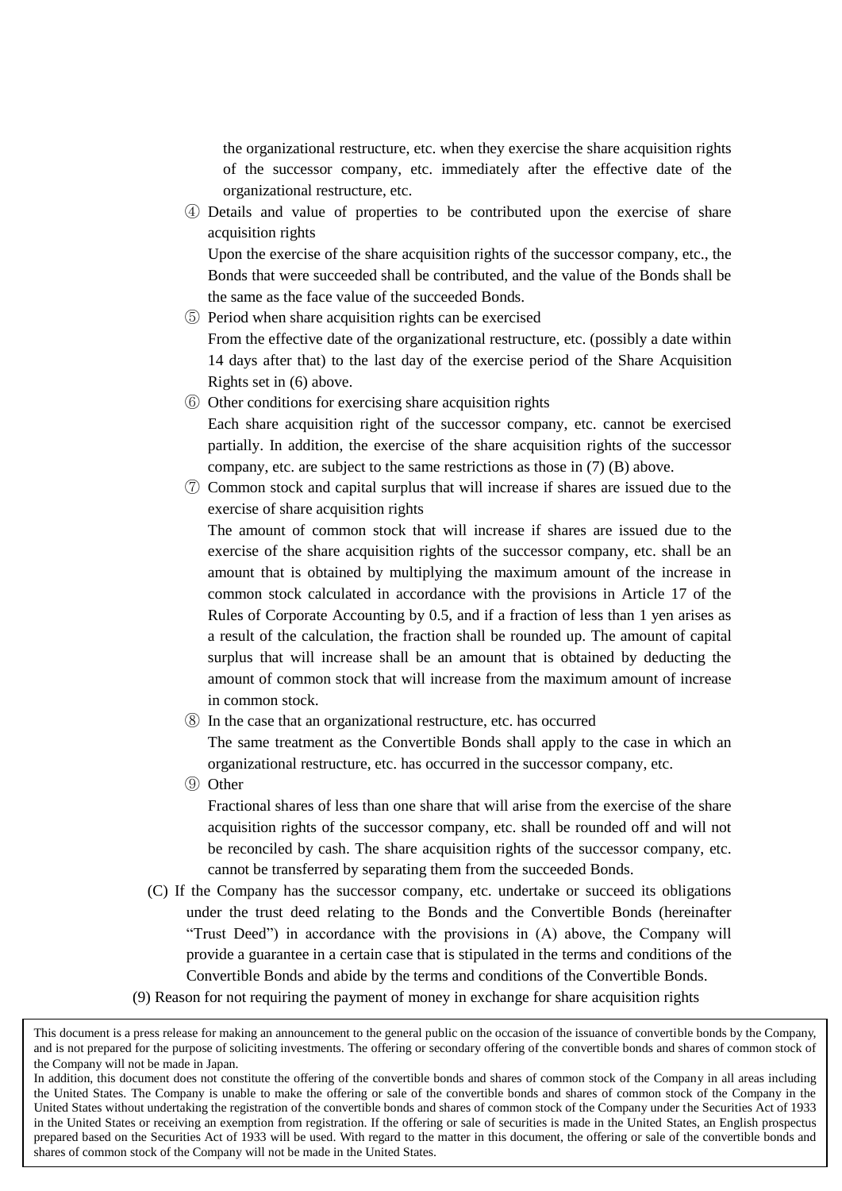the organizational restructure, etc. when they exercise the share acquisition rights of the successor company, etc. immediately after the effective date of the organizational restructure, etc.

④ Details and value of properties to be contributed upon the exercise of share acquisition rights

Upon the exercise of the share acquisition rights of the successor company, etc., the Bonds that were succeeded shall be contributed, and the value of the Bonds shall be the same as the face value of the succeeded Bonds.

⑤ Period when share acquisition rights can be exercised

From the effective date of the organizational restructure, etc. (possibly a date within 14 days after that) to the last day of the exercise period of the Share Acquisition Rights set in (6) above.

⑥ Other conditions for exercising share acquisition rights

Each share acquisition right of the successor company, etc. cannot be exercised partially. In addition, the exercise of the share acquisition rights of the successor company, etc. are subject to the same restrictions as those in (7) (B) above.

⑦ Common stock and capital surplus that will increase if shares are issued due to the exercise of share acquisition rights

The amount of common stock that will increase if shares are issued due to the exercise of the share acquisition rights of the successor company, etc. shall be an amount that is obtained by multiplying the maximum amount of the increase in common stock calculated in accordance with the provisions in Article 17 of the Rules of Corporate Accounting by 0.5, and if a fraction of less than 1 yen arises as a result of the calculation, the fraction shall be rounded up. The amount of capital surplus that will increase shall be an amount that is obtained by deducting the amount of common stock that will increase from the maximum amount of increase in common stock.

⑧ In the case that an organizational restructure, etc. has occurred

The same treatment as the Convertible Bonds shall apply to the case in which an organizational restructure, etc. has occurred in the successor company, etc.

⑨ Other

Fractional shares of less than one share that will arise from the exercise of the share acquisition rights of the successor company, etc. shall be rounded off and will not be reconciled by cash. The share acquisition rights of the successor company, etc. cannot be transferred by separating them from the succeeded Bonds.

(C) If the Company has the successor company, etc. undertake or succeed its obligations under the trust deed relating to the Bonds and the Convertible Bonds (hereinafter "Trust Deed") in accordance with the provisions in (A) above, the Company will provide a guarantee in a certain case that is stipulated in the terms and conditions of the Convertible Bonds and abide by the terms and conditions of the Convertible Bonds.

(9) Reason for not requiring the payment of money in exchange for share acquisition rights

This document is a press release for making an announcement to the general public on the occasion of the issuance of convertible bonds by the Company, and is not prepared for the purpose of soliciting investments. The offering or secondary offering of the convertible bonds and shares of common stock of the Company will not be made in Japan.

In addition, this document does not constitute the offering of the convertible bonds and shares of common stock of the Company in all areas including the United States. The Company is unable to make the offering or sale of the convertible bonds and shares of common stock of the Company in the United States without undertaking the registration of the convertible bonds and shares of common stock of the Company under the Securities Act of 1933 in the United States or receiving an exemption from registration. If the offering or sale of securities is made in the United States, an English prospectus prepared based on the Securities Act of 1933 will be used. With regard to the matter in this document, the offering or sale of the convertible bonds and shares of common stock of the Company will not be made in the United States.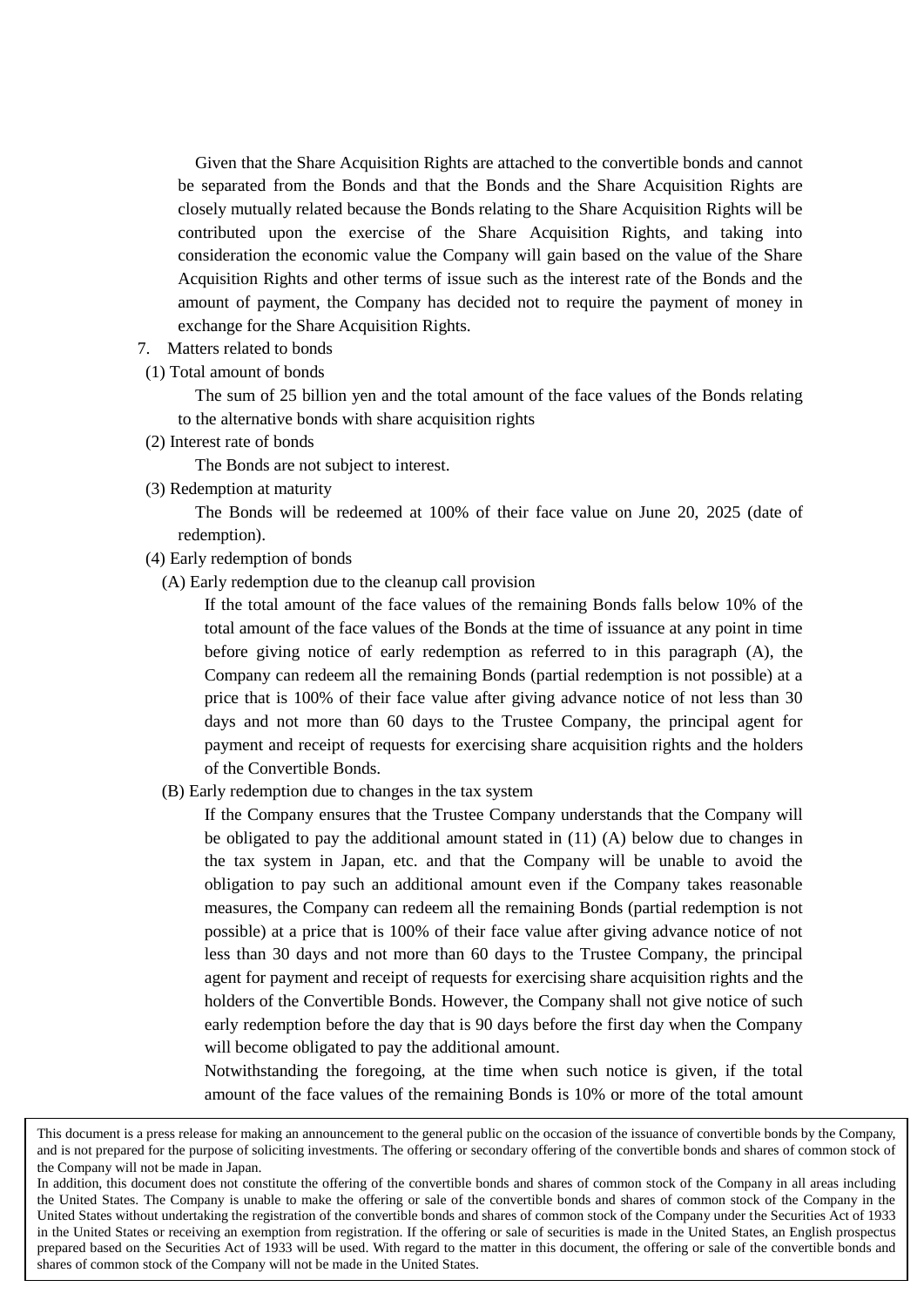Given that the Share Acquisition Rights are attached to the convertible bonds and cannot be separated from the Bonds and that the Bonds and the Share Acquisition Rights are closely mutually related because the Bonds relating to the Share Acquisition Rights will be contributed upon the exercise of the Share Acquisition Rights, and taking into consideration the economic value the Company will gain based on the value of the Share Acquisition Rights and other terms of issue such as the interest rate of the Bonds and the amount of payment, the Company has decided not to require the payment of money in exchange for the Share Acquisition Rights.

7. Matters related to bonds

(1) Total amount of bonds

The sum of 25 billion yen and the total amount of the face values of the Bonds relating to the alternative bonds with share acquisition rights

(2) Interest rate of bonds

The Bonds are not subject to interest.

(3) Redemption at maturity

The Bonds will be redeemed at 100% of their face value on June 20, 2025 (date of redemption).

(4) Early redemption of bonds

(A) Early redemption due to the cleanup call provision

If the total amount of the face values of the remaining Bonds falls below 10% of the total amount of the face values of the Bonds at the time of issuance at any point in time before giving notice of early redemption as referred to in this paragraph (A), the Company can redeem all the remaining Bonds (partial redemption is not possible) at a price that is 100% of their face value after giving advance notice of not less than 30 days and not more than 60 days to the Trustee Company, the principal agent for payment and receipt of requests for exercising share acquisition rights and the holders of the Convertible Bonds.

(B) Early redemption due to changes in the tax system

If the Company ensures that the Trustee Company understands that the Company will be obligated to pay the additional amount stated in (11) (A) below due to changes in the tax system in Japan, etc. and that the Company will be unable to avoid the obligation to pay such an additional amount even if the Company takes reasonable measures, the Company can redeem all the remaining Bonds (partial redemption is not possible) at a price that is 100% of their face value after giving advance notice of not less than 30 days and not more than 60 days to the Trustee Company, the principal agent for payment and receipt of requests for exercising share acquisition rights and the holders of the Convertible Bonds. However, the Company shall not give notice of such early redemption before the day that is 90 days before the first day when the Company will become obligated to pay the additional amount.

Notwithstanding the foregoing, at the time when such notice is given, if the total amount of the face values of the remaining Bonds is 10% or more of the total amount

This document is a press release for making an announcement to the general public on the occasion of the issuance of convertible bonds by the Company, and is not prepared for the purpose of soliciting investments. The offering or secondary offering of the convertible bonds and shares of common stock of the Company will not be made in Japan.
In addition, this document does not constitute the offering of the convertible bonds and shares of common stock of the Company in all areas including the United States. The Company is unable to make the offering or sale of the convertible bonds and shares of common stock of the Company in the United States without undertaking the registration of the convertible bonds and shares of common stock of the Company under the Securities Act of 1933 in the United States or receiving an exemption from registration. If the offering or sale of securities is made in the United States, an English prospectus prepared based on the Securities Act of 1933 will be used. With regard to the matter in this document, the offering or sale of the convertible bonds and shares of common stock of the Company will not be made in the United States.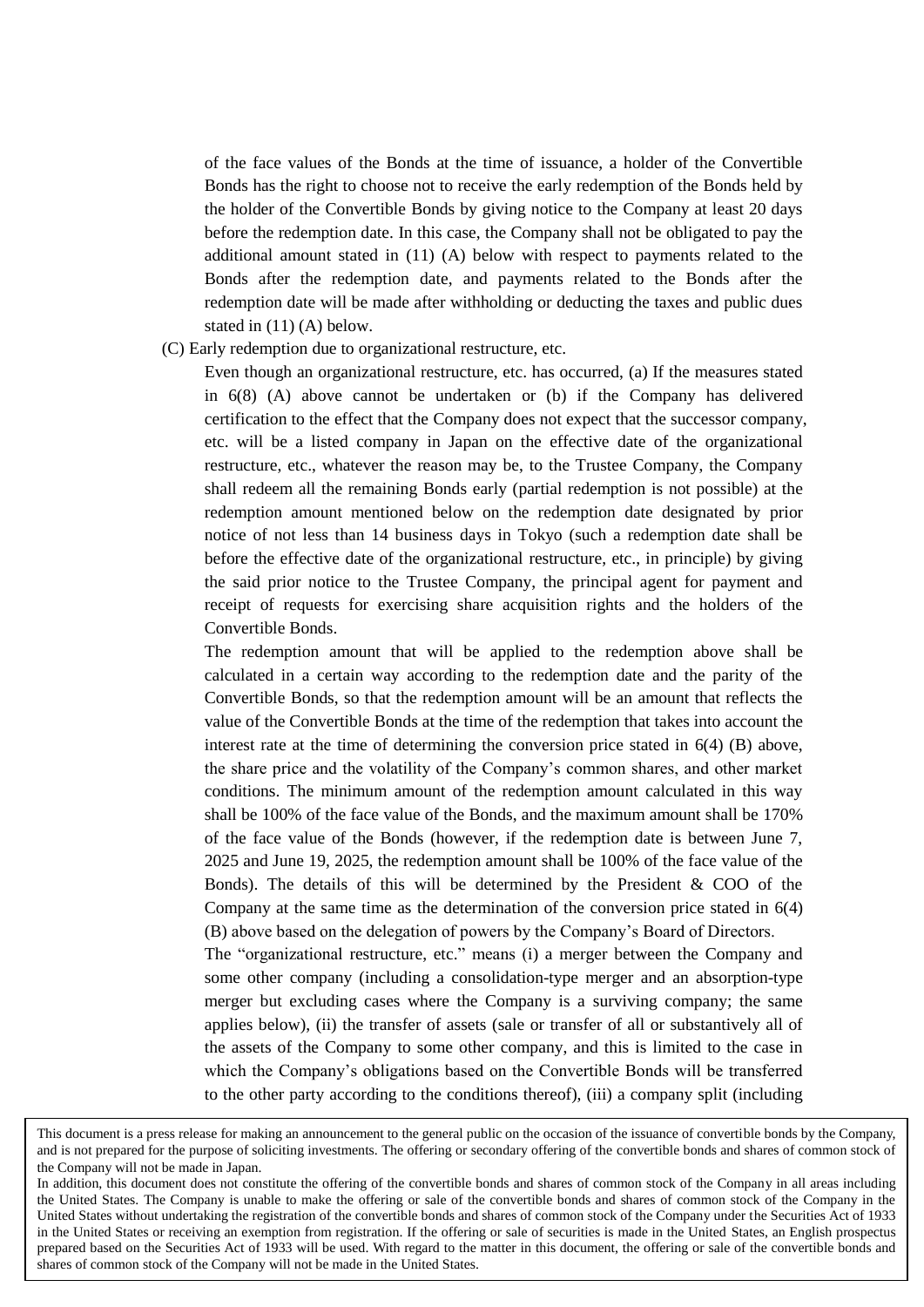of the face values of the Bonds at the time of issuance, a holder of the Convertible Bonds has the right to choose not to receive the early redemption of the Bonds held by the holder of the Convertible Bonds by giving notice to the Company at least 20 days before the redemption date. In this case, the Company shall not be obligated to pay the additional amount stated in (11) (A) below with respect to payments related to the Bonds after the redemption date, and payments related to the Bonds after the redemption date will be made after withholding or deducting the taxes and public dues stated in (11) (A) below.

(C) Early redemption due to organizational restructure, etc.

Even though an organizational restructure, etc. has occurred, (a) If the measures stated in 6(8) (A) above cannot be undertaken or (b) if the Company has delivered certification to the effect that the Company does not expect that the successor company, etc. will be a listed company in Japan on the effective date of the organizational restructure, etc., whatever the reason may be, to the Trustee Company, the Company shall redeem all the remaining Bonds early (partial redemption is not possible) at the redemption amount mentioned below on the redemption date designated by prior notice of not less than 14 business days in Tokyo (such a redemption date shall be before the effective date of the organizational restructure, etc., in principle) by giving the said prior notice to the Trustee Company, the principal agent for payment and receipt of requests for exercising share acquisition rights and the holders of the Convertible Bonds.

The redemption amount that will be applied to the redemption above shall be calculated in a certain way according to the redemption date and the parity of the Convertible Bonds, so that the redemption amount will be an amount that reflects the value of the Convertible Bonds at the time of the redemption that takes into account the interest rate at the time of determining the conversion price stated in 6(4) (B) above, the share price and the volatility of the Company's common shares, and other market conditions. The minimum amount of the redemption amount calculated in this way shall be 100% of the face value of the Bonds, and the maximum amount shall be 170% of the face value of the Bonds (however, if the redemption date is between June 7, 2025 and June 19, 2025, the redemption amount shall be 100% of the face value of the Bonds). The details of this will be determined by the President & COO of the Company at the same time as the determination of the conversion price stated in 6(4) (B) above based on the delegation of powers by the Company's Board of Directors.

The "organizational restructure, etc." means (i) a merger between the Company and some other company (including a consolidation-type merger and an absorption-type merger but excluding cases where the Company is a surviving company; the same applies below), (ii) the transfer of assets (sale or transfer of all or substantively all of the assets of the Company to some other company, and this is limited to the case in which the Company's obligations based on the Convertible Bonds will be transferred to the other party according to the conditions thereof), (iii) a company split (including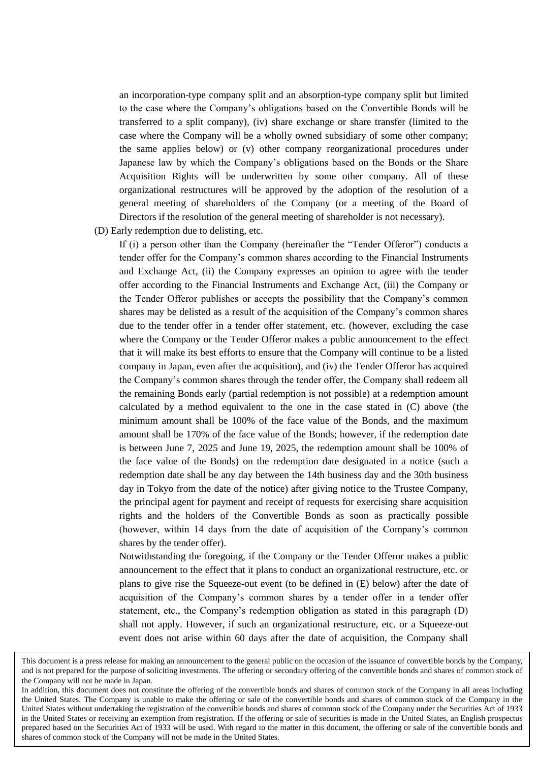an incorporation-type company split and an absorption-type company split but limited to the case where the Company's obligations based on the Convertible Bonds will be transferred to a split company), (iv) share exchange or share transfer (limited to the case where the Company will be a wholly owned subsidiary of some other company; the same applies below) or (v) other company reorganizational procedures under Japanese law by which the Company's obligations based on the Bonds or the Share Acquisition Rights will be underwritten by some other company. All of these organizational restructures will be approved by the adoption of the resolution of a general meeting of shareholders of the Company (or a meeting of the Board of Directors if the resolution of the general meeting of shareholder is not necessary).

(D) Early redemption due to delisting, etc.

If (i) a person other than the Company (hereinafter the "Tender Offeror") conducts a tender offer for the Company's common shares according to the Financial Instruments and Exchange Act, (ii) the Company expresses an opinion to agree with the tender offer according to the Financial Instruments and Exchange Act, (iii) the Company or the Tender Offeror publishes or accepts the possibility that the Company's common shares may be delisted as a result of the acquisition of the Company's common shares due to the tender offer in a tender offer statement, etc. (however, excluding the case where the Company or the Tender Offeror makes a public announcement to the effect that it will make its best efforts to ensure that the Company will continue to be a listed company in Japan, even after the acquisition), and (iv) the Tender Offeror has acquired the Company's common shares through the tender offer, the Company shall redeem all the remaining Bonds early (partial redemption is not possible) at a redemption amount calculated by a method equivalent to the one in the case stated in (C) above (the minimum amount shall be 100% of the face value of the Bonds, and the maximum amount shall be 170% of the face value of the Bonds; however, if the redemption date is between June 7, 2025 and June 19, 2025, the redemption amount shall be 100% of the face value of the Bonds) on the redemption date designated in a notice (such a redemption date shall be any day between the 14th business day and the 30th business day in Tokyo from the date of the notice) after giving notice to the Trustee Company, the principal agent for payment and receipt of requests for exercising share acquisition rights and the holders of the Convertible Bonds as soon as practically possible (however, within 14 days from the date of acquisition of the Company's common shares by the tender offer).

Notwithstanding the foregoing, if the Company or the Tender Offeror makes a public announcement to the effect that it plans to conduct an organizational restructure, etc. or plans to give rise the Squeeze-out event (to be defined in (E) below) after the date of acquisition of the Company's common shares by a tender offer in a tender offer statement, etc., the Company's redemption obligation as stated in this paragraph (D) shall not apply. However, if such an organizational restructure, etc. or a Squeeze-out event does not arise within 60 days after the date of acquisition, the Company shall

This document is a press release for making an announcement to the general public on the occasion of the issuance of convertible bonds by the Company, and is not prepared for the purpose of soliciting investments. The offering or secondary offering of the convertible bonds and shares of common stock of the Company will not be made in Japan.
In addition, this document does not constitute the offering of the convertible bonds and shares of common stock of the Company in all areas including the United States. The Company is unable to make the offering or sale of the convertible bonds and shares of common stock of the Company in the United States without undertaking the registration of the convertible bonds and shares of common stock of the Company under the Securities Act of 1933 in the United States or receiving an exemption from registration. If the offering or sale of securities is made in the United States, an English prospectus prepared based on the Securities Act of 1933 will be used. With regard to the matter in this document, the offering or sale of the convertible bonds and shares of common stock of the Company will not be made in the United States.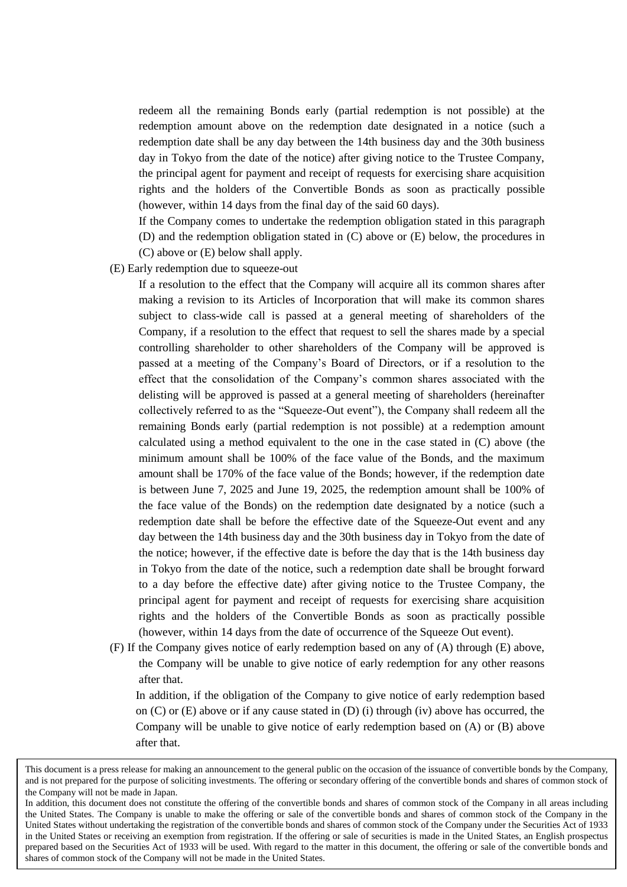redeem all the remaining Bonds early (partial redemption is not possible) at the redemption amount above on the redemption date designated in a notice (such a redemption date shall be any day between the 14th business day and the 30th business day in Tokyo from the date of the notice) after giving notice to the Trustee Company, the principal agent for payment and receipt of requests for exercising share acquisition rights and the holders of the Convertible Bonds as soon as practically possible (however, within 14 days from the final day of the said 60 days).

If the Company comes to undertake the redemption obligation stated in this paragraph (D) and the redemption obligation stated in (C) above or (E) below, the procedures in (C) above or (E) below shall apply.

(E) Early redemption due to squeeze-out

If a resolution to the effect that the Company will acquire all its common shares after making a revision to its Articles of Incorporation that will make its common shares subject to class-wide call is passed at a general meeting of shareholders of the Company, if a resolution to the effect that request to sell the shares made by a special controlling shareholder to other shareholders of the Company will be approved is passed at a meeting of the Company's Board of Directors, or if a resolution to the effect that the consolidation of the Company's common shares associated with the delisting will be approved is passed at a general meeting of shareholders (hereinafter collectively referred to as the "Squeeze-Out event"), the Company shall redeem all the remaining Bonds early (partial redemption is not possible) at a redemption amount calculated using a method equivalent to the one in the case stated in (C) above (the minimum amount shall be 100% of the face value of the Bonds, and the maximum amount shall be 170% of the face value of the Bonds; however, if the redemption date is between June 7, 2025 and June 19, 2025, the redemption amount shall be 100% of the face value of the Bonds) on the redemption date designated by a notice (such a redemption date shall be before the effective date of the Squeeze-Out event and any day between the 14th business day and the 30th business day in Tokyo from the date of the notice; however, if the effective date is before the day that is the 14th business day in Tokyo from the date of the notice, such a redemption date shall be brought forward to a day before the effective date) after giving notice to the Trustee Company, the principal agent for payment and receipt of requests for exercising share acquisition rights and the holders of the Convertible Bonds as soon as practically possible (however, within 14 days from the date of occurrence of the Squeeze Out event).

(F) If the Company gives notice of early redemption based on any of (A) through (E) above, the Company will be unable to give notice of early redemption for any other reasons after that.

In addition, if the obligation of the Company to give notice of early redemption based on (C) or (E) above or if any cause stated in (D) (i) through (iv) above has occurred, the Company will be unable to give notice of early redemption based on (A) or (B) above after that.

This document is a press release for making an announcement to the general public on the occasion of the issuance of convertible bonds by the Company, and is not prepared for the purpose of soliciting investments. The offering or secondary offering of the convertible bonds and shares of common stock of the Company will not be made in Japan.
In addition, this document does not constitute the offering of the convertible bonds and shares of common stock of the Company in all areas including the United States. The Company is unable to make the offering or sale of the convertible bonds and shares of common stock of the Company in the United States without undertaking the registration of the convertible bonds and shares of common stock of the Company under the Securities Act of 1933 in the United States or receiving an exemption from registration. If the offering or sale of securities is made in the United States, an English prospectus prepared based on the Securities Act of 1933 will be used. With regard to the matter in this document, the offering or sale of the convertible bonds and shares of common stock of the Company will not be made in the United States.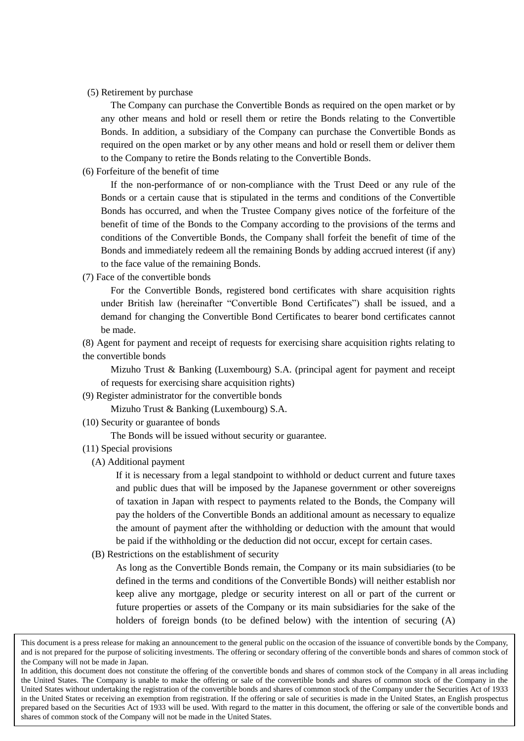(5) Retirement by purchase

The Company can purchase the Convertible Bonds as required on the open market or by any other means and hold or resell them or retire the Bonds relating to the Convertible Bonds. In addition, a subsidiary of the Company can purchase the Convertible Bonds as required on the open market or by any other means and hold or resell them or deliver them to the Company to retire the Bonds relating to the Convertible Bonds.

(6) Forfeiture of the benefit of time

If the non-performance of or non-compliance with the Trust Deed or any rule of the Bonds or a certain cause that is stipulated in the terms and conditions of the Convertible Bonds has occurred, and when the Trustee Company gives notice of the forfeiture of the benefit of time of the Bonds to the Company according to the provisions of the terms and conditions of the Convertible Bonds, the Company shall forfeit the benefit of time of the Bonds and immediately redeem all the remaining Bonds by adding accrued interest (if any) to the face value of the remaining Bonds.

(7) Face of the convertible bonds

For the Convertible Bonds, registered bond certificates with share acquisition rights under British law (hereinafter "Convertible Bond Certificates") shall be issued, and a demand for changing the Convertible Bond Certificates to bearer bond certificates cannot be made.

(8) Agent for payment and receipt of requests for exercising share acquisition rights relating to the convertible bonds

Mizuho Trust & Banking (Luxembourg) S.A. (principal agent for payment and receipt of requests for exercising share acquisition rights)

(9) Register administrator for the convertible bonds

Mizuho Trust & Banking (Luxembourg) S.A.

(10) Security or guarantee of bonds

The Bonds will be issued without security or guarantee.

(11) Special provisions

(A) Additional payment

If it is necessary from a legal standpoint to withhold or deduct current and future taxes and public dues that will be imposed by the Japanese government or other sovereigns of taxation in Japan with respect to payments related to the Bonds, the Company will pay the holders of the Convertible Bonds an additional amount as necessary to equalize the amount of payment after the withholding or deduction with the amount that would be paid if the withholding or the deduction did not occur, except for certain cases.

(B) Restrictions on the establishment of security

As long as the Convertible Bonds remain, the Company or its main subsidiaries (to be defined in the terms and conditions of the Convertible Bonds) will neither establish nor keep alive any mortgage, pledge or security interest on all or part of the current or future properties or assets of the Company or its main subsidiaries for the sake of the holders of foreign bonds (to be defined below) with the intention of securing (A)

This document is a press release for making an announcement to the general public on the occasion of the issuance of convertible bonds by the Company, and is not prepared for the purpose of soliciting investments. The offering or secondary offering of the convertible bonds and shares of common stock of the Company will not be made in Japan.

In addition, this document does not constitute the offering of the convertible bonds and shares of common stock of the Company in all areas including the United States. The Company is unable to make the offering or sale of the convertible bonds and shares of common stock of the Company in the United States without undertaking the registration of the convertible bonds and shares of common stock of the Company under the Securities Act of 1933 in the United States or receiving an exemption from registration. If the offering or sale of securities is made in the United States, an English prospectus prepared based on the Securities Act of 1933 will be used. With regard to the matter in this document, the offering or sale of the convertible bonds and shares of common stock of the Company will not be made in the United States.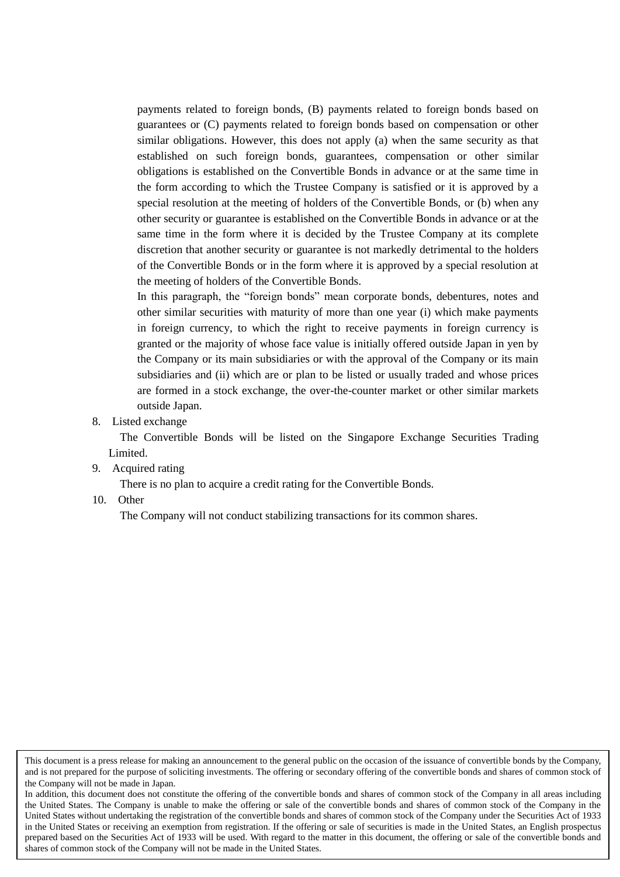payments related to foreign bonds, (B) payments related to foreign bonds based on guarantees or (C) payments related to foreign bonds based on compensation or other similar obligations. However, this does not apply (a) when the same security as that established on such foreign bonds, guarantees, compensation or other similar obligations is established on the Convertible Bonds in advance or at the same time in the form according to which the Trustee Company is satisfied or it is approved by a special resolution at the meeting of holders of the Convertible Bonds, or (b) when any other security or guarantee is established on the Convertible Bonds in advance or at the same time in the form where it is decided by the Trustee Company at its complete discretion that another security or guarantee is not markedly detrimental to the holders of the Convertible Bonds or in the form where it is approved by a special resolution at the meeting of holders of the Convertible Bonds.

In this paragraph, the "foreign bonds" mean corporate bonds, debentures, notes and other similar securities with maturity of more than one year (i) which make payments in foreign currency, to which the right to receive payments in foreign currency is granted or the majority of whose face value is initially offered outside Japan in yen by the Company or its main subsidiaries or with the approval of the Company or its main subsidiaries and (ii) which are or plan to be listed or usually traded and whose prices are formed in a stock exchange, the over-the-counter market or other similar markets outside Japan.

8. Listed exchange

   The Convertible Bonds will be listed on the Singapore Exchange Securities Trading Limited.

9. Acquired rating

   There is no plan to acquire a credit rating for the Convertible Bonds.

10. Other

   The Company will not conduct stabilizing transactions for its common shares.

This document is a press release for making an announcement to the general public on the occasion of the issuance of convertible bonds by the Company, and is not prepared for the purpose of soliciting investments. The offering or secondary offering of the convertible bonds and shares of common stock of the Company will not be made in Japan.
In addition, this document does not constitute the offering of the convertible bonds and shares of common stock of the Company in all areas including the United States. The Company is unable to make the offering or sale of the convertible bonds and shares of common stock of the Company in the United States without undertaking the registration of the convertible bonds and shares of common stock of the Company under the Securities Act of 1933 in the United States or receiving an exemption from registration. If the offering or sale of securities is made in the United States, an English prospectus prepared based on the Securities Act of 1933 will be used. With regard to the matter in this document, the offering or sale of the convertible bonds and shares of common stock of the Company will not be made in the United States.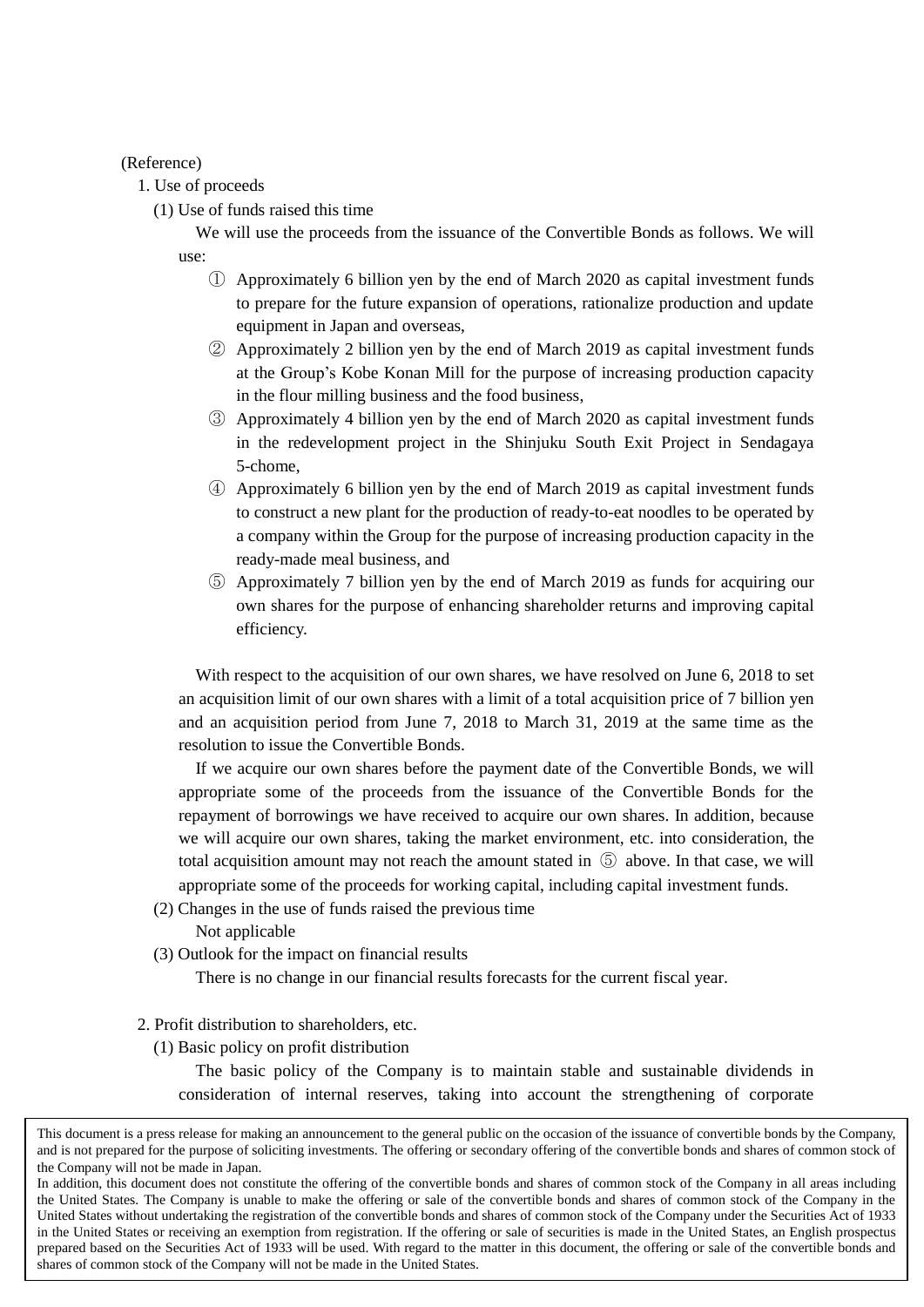(Reference)

1. Use of proceeds

(1) Use of funds raised this time

We will use the proceeds from the issuance of the Convertible Bonds as follows. We will use:

① Approximately 6 billion yen by the end of March 2020 as capital investment funds to prepare for the future expansion of operations, rationalize production and update equipment in Japan and overseas,

② Approximately 2 billion yen by the end of March 2019 as capital investment funds at the Group's Kobe Konan Mill for the purpose of increasing production capacity in the flour milling business and the food business,

③ Approximately 4 billion yen by the end of March 2020 as capital investment funds in the redevelopment project in the Shinjuku South Exit Project in Sendagaya 5-chome,

④ Approximately 6 billion yen by the end of March 2019 as capital investment funds to construct a new plant for the production of ready-to-eat noodles to be operated by a company within the Group for the purpose of increasing production capacity in the ready-made meal business, and

⑤ Approximately 7 billion yen by the end of March 2019 as funds for acquiring our own shares for the purpose of enhancing shareholder returns and improving capital efficiency.

With respect to the acquisition of our own shares, we have resolved on June 6, 2018 to set an acquisition limit of our own shares with a limit of a total acquisition price of 7 billion yen and an acquisition period from June 7, 2018 to March 31, 2019 at the same time as the resolution to issue the Convertible Bonds.

If we acquire our own shares before the payment date of the Convertible Bonds, we will appropriate some of the proceeds from the issuance of the Convertible Bonds for the repayment of borrowings we have received to acquire our own shares. In addition, because we will acquire our own shares, taking the market environment, etc. into consideration, the total acquisition amount may not reach the amount stated in ⑤ above. In that case, we will appropriate some of the proceeds for working capital, including capital investment funds.

(2) Changes in the use of funds raised the previous time

Not applicable

(3) Outlook for the impact on financial results

There is no change in our financial results forecasts for the current fiscal year.

2. Profit distribution to shareholders, etc.

(1) Basic policy on profit distribution

The basic policy of the Company is to maintain stable and sustainable dividends in consideration of internal reserves, taking into account the strengthening of corporate

This document is a press release for making an announcement to the general public on the occasion of the issuance of convertible bonds by the Company, and is not prepared for the purpose of soliciting investments. The offering or secondary offering of the convertible bonds and shares of common stock of the Company will not be made in Japan.
In addition, this document does not constitute the offering of the convertible bonds and shares of common stock of the Company in all areas including the United States. The Company is unable to make the offering or sale of the convertible bonds and shares of common stock of the Company in the United States without undertaking the registration of the convertible bonds and shares of common stock of the Company under the Securities Act of 1933 in the United States or receiving an exemption from registration. If the offering or sale of securities is made in the United States, an English prospectus prepared based on the Securities Act of 1933 will be used. With regard to the matter in this document, the offering or sale of the convertible bonds and shares of common stock of the Company will not be made in the United States.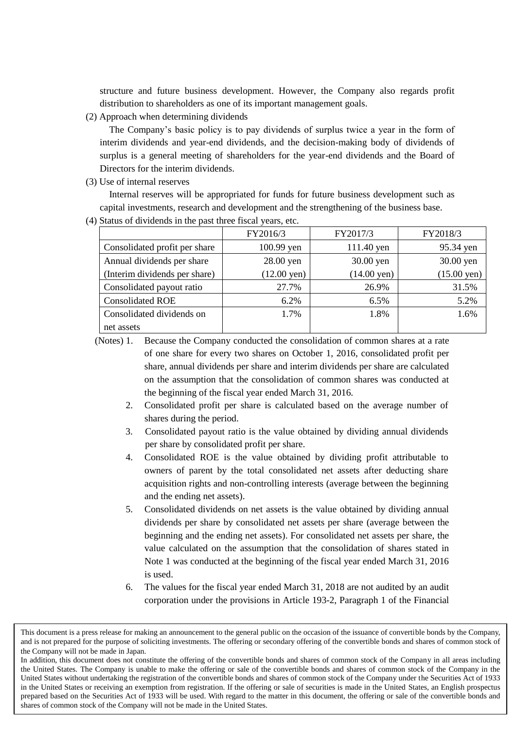structure and future business development. However, the Company also regards profit distribution to shareholders as one of its important management goals.

(2) Approach when determining dividends

The Company's basic policy is to pay dividends of surplus twice a year in the form of interim dividends and year-end dividends, and the decision-making body of dividends of surplus is a general meeting of shareholders for the year-end dividends and the Board of Directors for the interim dividends.

(3) Use of internal reserves

Internal reserves will be appropriated for funds for future business development such as capital investments, research and development and the strengthening of the business base.

(4) Status of dividends in the past three fiscal years, etc.

| | FY2016/3 | FY2017/3 | FY2018/3 |
|---|---|---|---|
| Consolidated profit per share | 100.99 yen | 111.40 yen | 95.34 yen |
| Annual dividends per share<br>(Interim dividends per share) | 28.00 yen<br>(12.00 yen) | 30.00 yen<br>(14.00 yen) | 30.00 yen<br>(15.00 yen) |
| Consolidated payout ratio | 27.7% | 26.9% | 31.5% |
| Consolidated ROE | 6.2% | 6.5% | 5.2% |
| Consolidated dividends on net assets | 1.7% | 1.8% | 1.6% |

(Notes)
1. Because the Company conducted the consolidation of common shares at a rate of one share for every two shares on October 1, 2016, consolidated profit per share, annual dividends per share and interim dividends per share are calculated on the assumption that the consolidation of common shares was conducted at the beginning of the fiscal year ended March 31, 2016.
2. Consolidated profit per share is calculated based on the average number of shares during the period.
3. Consolidated payout ratio is the value obtained by dividing annual dividends per share by consolidated profit per share.
4. Consolidated ROE is the value obtained by dividing profit attributable to owners of parent by the total consolidated net assets after deducting share acquisition rights and non-controlling interests (average between the beginning and the ending net assets).
5. Consolidated dividends on net assets is the value obtained by dividing annual dividends per share by consolidated net assets per share (average between the beginning and the ending net assets). For consolidated net assets per share, the value calculated on the assumption that the consolidation of shares stated in Note 1 was conducted at the beginning of the fiscal year ended March 31, 2016 is used.
6. The values for the fiscal year ended March 31, 2018 are not audited by an audit corporation under the provisions in Article 193-2, Paragraph 1 of the Financial

This document is a press release for making an announcement to the general public on the occasion of the issuance of convertible bonds by the Company, and is not prepared for the purpose of soliciting investments. The offering or secondary offering of the convertible bonds and shares of common stock of the Company will not be made in Japan.
In addition, this document does not constitute the offering of the convertible bonds and shares of common stock of the Company in all areas including the United States. The Company is unable to make the offering or sale of the convertible bonds and shares of common stock of the Company in the United States without undertaking the registration of the convertible bonds and shares of common stock of the Company under the Securities Act of 1933 in the United States or receiving an exemption from registration. If the offering or sale of securities is made in the United States, an English prospectus prepared based on the Securities Act of 1933 will be used. With regard to the matter in this document, the offering or sale of the convertible bonds and shares of common stock of the Company will not be made in the United States.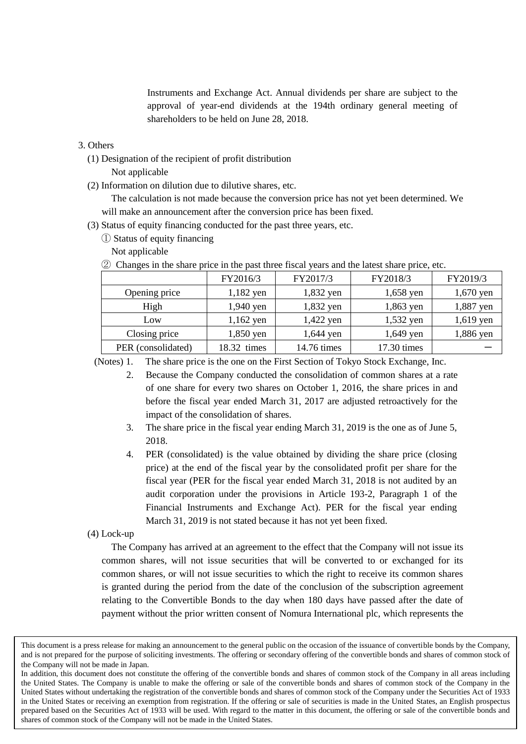Instruments and Exchange Act. Annual dividends per share are subject to the approval of year-end dividends at the 194th ordinary general meeting of shareholders to be held on June 28, 2018.

3. Others

(1) Designation of the recipient of profit distribution

Not applicable

(2) Information on dilution due to dilutive shares, etc.

The calculation is not made because the conversion price has not yet been determined. We will make an announcement after the conversion price has been fixed.

(3) Status of equity financing conducted for the past three years, etc.

① Status of equity financing

Not applicable

② Changes in the share price in the past three fiscal years and the latest share price, etc.

| | FY2016/3 | FY2017/3 | FY2018/3 | FY2019/3 |
|---|---|---|---|---|
| Opening price | 1,182 yen | 1,832 yen | 1,658 yen | 1,670 yen |
| High | 1,940 yen | 1,832 yen | 1,863 yen | 1,887 yen |
| Low | 1,162 yen | 1,422 yen | 1,532 yen | 1,619 yen |
| Closing price | 1,850 yen | 1,644 yen | 1,649 yen | 1,886 yen |
| PER (consolidated) | 18.32 times | 14.76 times | 17.30 times | ― |

(Notes) 1. The share price is the one on the First Section of Tokyo Stock Exchange, Inc.

2. Because the Company conducted the consolidation of common shares at a rate of one share for every two shares on October 1, 2016, the share prices in and before the fiscal year ended March 31, 2017 are adjusted retroactively for the impact of the consolidation of shares.

3. The share price in the fiscal year ending March 31, 2019 is the one as of June 5, 2018.

4. PER (consolidated) is the value obtained by dividing the share price (closing price) at the end of the fiscal year by the consolidated profit per share for the fiscal year (PER for the fiscal year ended March 31, 2018 is not audited by an audit corporation under the provisions in Article 193-2, Paragraph 1 of the Financial Instruments and Exchange Act). PER for the fiscal year ending March 31, 2019 is not stated because it has not yet been fixed.

(4) Lock-up

The Company has arrived at an agreement to the effect that the Company will not issue its common shares, will not issue securities that will be converted to or exchanged for its common shares, or will not issue securities to which the right to receive its common shares is granted during the period from the date of the conclusion of the subscription agreement relating to the Convertible Bonds to the day when 180 days have passed after the date of payment without the prior written consent of Nomura International plc, which represents the

This document is a press release for making an announcement to the general public on the occasion of the issuance of convertible bonds by the Company, and is not prepared for the purpose of soliciting investments. The offering or secondary offering of the convertible bonds and shares of common stock of the Company will not be made in Japan.
In addition, this document does not constitute the offering of the convertible bonds and shares of common stock of the Company in all areas including the United States. The Company is unable to make the offering or sale of the convertible bonds and shares of common stock of the Company in the United States without undertaking the registration of the convertible bonds and shares of common stock of the Company under the Securities Act of 1933 in the United States or receiving an exemption from registration. If the offering or sale of securities is made in the United States, an English prospectus prepared based on the Securities Act of 1933 will be used. With regard to the matter in this document, the offering or sale of the convertible bonds and shares of common stock of the Company will not be made in the United States.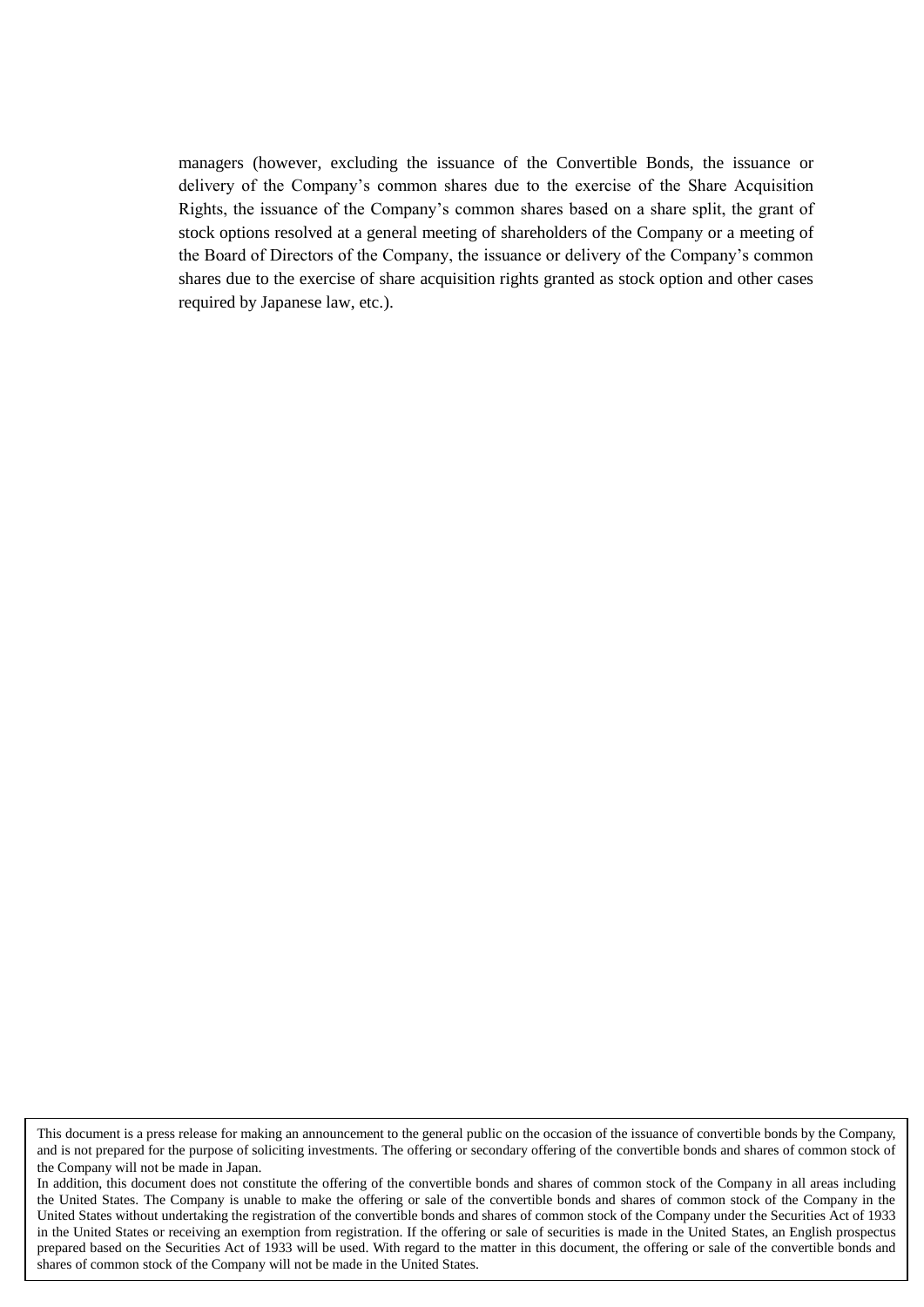managers (however, excluding the issuance of the Convertible Bonds, the issuance or delivery of the Company's common shares due to the exercise of the Share Acquisition Rights, the issuance of the Company's common shares based on a share split, the grant of stock options resolved at a general meeting of shareholders of the Company or a meeting of the Board of Directors of the Company, the issuance or delivery of the Company's common shares due to the exercise of share acquisition rights granted as stock option and other cases required by Japanese law, etc.).

This document is a press release for making an announcement to the general public on the occasion of the issuance of convertible bonds by the Company, and is not prepared for the purpose of soliciting investments. The offering or secondary offering of the convertible bonds and shares of common stock of the Company will not be made in Japan.

In addition, this document does not constitute the offering of the convertible bonds and shares of common stock of the Company in all areas including the United States. The Company is unable to make the offering or sale of the convertible bonds and shares of common stock of the Company in the United States without undertaking the registration of the convertible bonds and shares of common stock of the Company under the Securities Act of 1933 in the United States or receiving an exemption from registration. If the offering or sale of securities is made in the United States, an English prospectus prepared based on the Securities Act of 1933 will be used. With regard to the matter in this document, the offering or sale of the convertible bonds and shares of common stock of the Company will not be made in the United States.